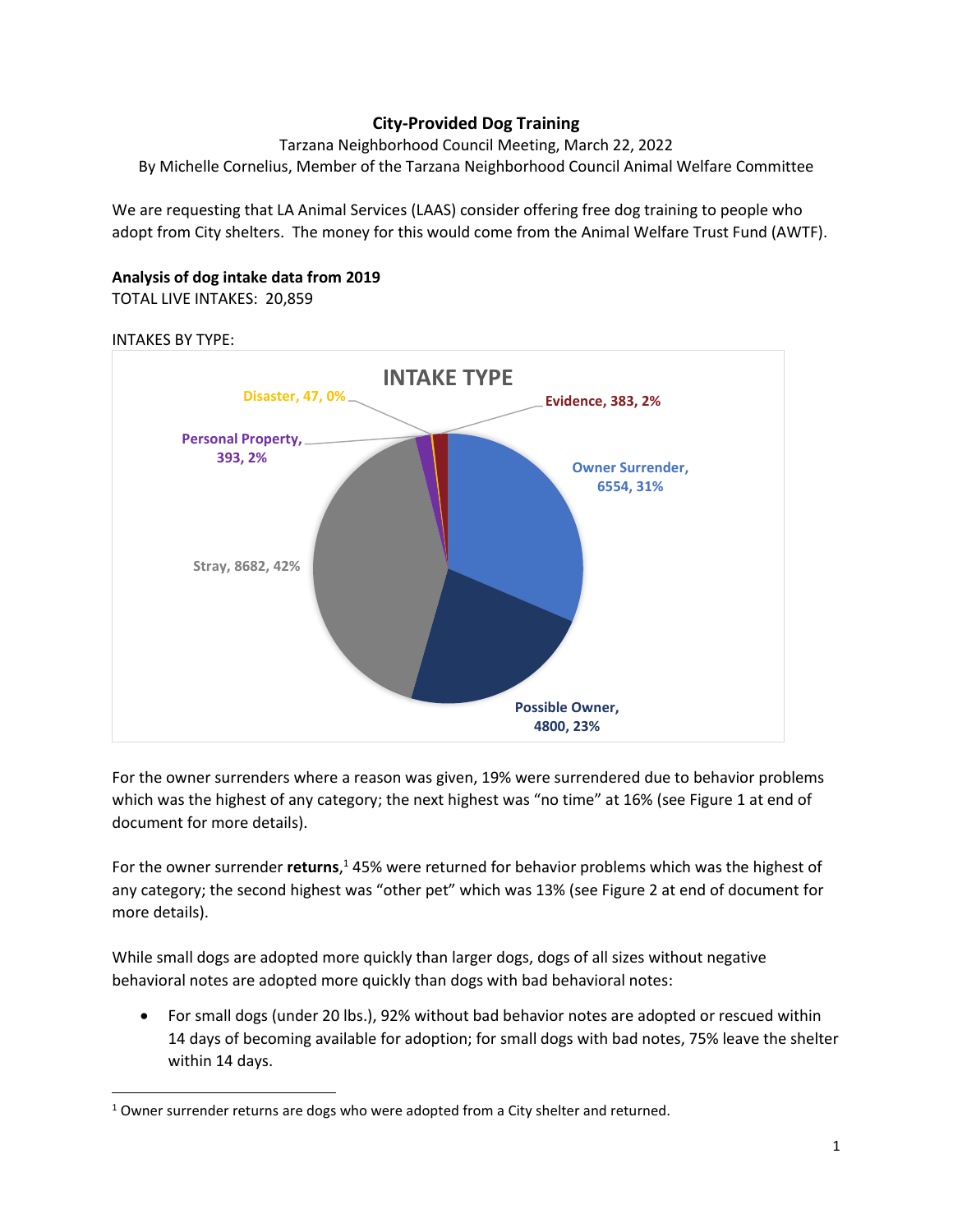**City-Provided Dog Training**

Tarzana Neighborhood Council Meeting, March 22, 2022

By Michelle Cornelius, Member of the Tarzana Neighborhood Council Animal Welfare Committee

We are requesting that LA Animal Services (LAAS) consider offering free dog training to people who adopt from City shelters. The money for this would come from the Animal Welfare Trust Fund (AWTF).

**Analysis of dog intake data from 2019**

TOTAL LIVE INTAKES: 20,859

INTAKES BY TYPE:

INTAKE TYPE

| Intake Type | Count | Percent |
|---|---|---|
| Owner Surrender | 6554 | 31% |
| Possible Owner | 4800 | 23% |
| Stray | 8682 | 42% |
| Personal Property | 393 | 2% |
| Disaster | 47 | 0% |
| Evidence | 383 | 2% |

For the owner surrenders where a reason was given, 19% were surrendered due to behavior problems which was the highest of any category; the next highest was "no time" at 16% (see Figure 1 at end of document for more details).

For the owner surrender **returns**,[1] 45% were returned for behavior problems which was the highest of any category; the second highest was "other pet" which was 13% (see Figure 2 at end of document for more details).

While small dogs are adopted more quickly than larger dogs, dogs of all sizes without negative behavioral notes are adopted more quickly than dogs with bad behavioral notes:

- For small dogs (under 20 lbs.), 92% without bad behavior notes are adopted or rescued within 14 days of becoming available for adoption; for small dogs with bad notes, 75% leave the shelter within 14 days.

[1] Owner surrender returns are dogs who were adopted from a City shelter and returned.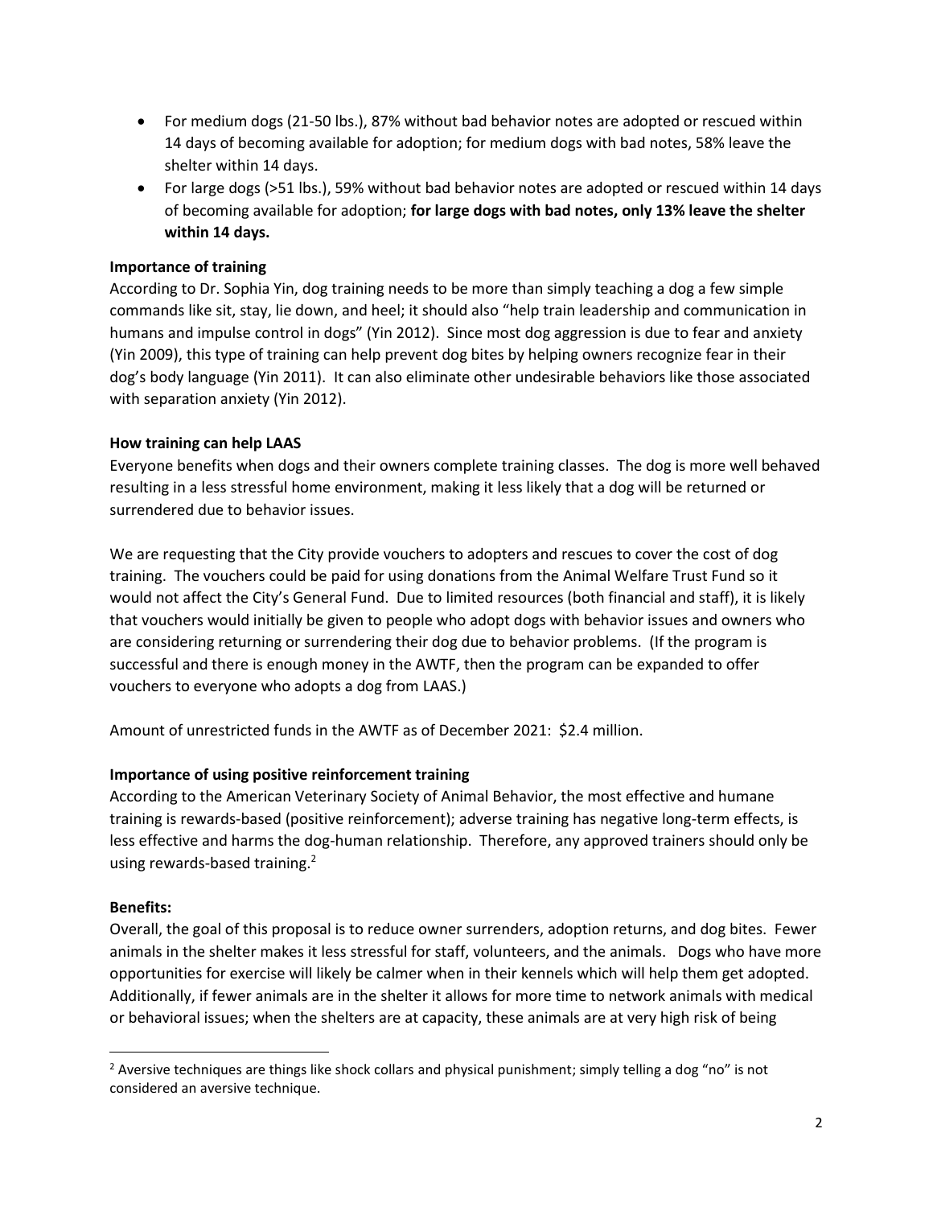- For medium dogs (21-50 lbs.), 87% without bad behavior notes are adopted or rescued within 14 days of becoming available for adoption; for medium dogs with bad notes, 58% leave the shelter within 14 days.
- For large dogs (>51 lbs.), 59% without bad behavior notes are adopted or rescued within 14 days of becoming available for adoption; **for large dogs with bad notes, only 13% leave the shelter within 14 days.**

**Importance of training**

According to Dr. Sophia Yin, dog training needs to be more than simply teaching a dog a few simple commands like sit, stay, lie down, and heel; it should also "help train leadership and communication in humans and impulse control in dogs" (Yin 2012). Since most dog aggression is due to fear and anxiety (Yin 2009), this type of training can help prevent dog bites by helping owners recognize fear in their dog's body language (Yin 2011). It can also eliminate other undesirable behaviors like those associated with separation anxiety (Yin 2012).

**How training can help LAAS**

Everyone benefits when dogs and their owners complete training classes. The dog is more well behaved resulting in a less stressful home environment, making it less likely that a dog will be returned or surrendered due to behavior issues.

We are requesting that the City provide vouchers to adopters and rescues to cover the cost of dog training. The vouchers could be paid for using donations from the Animal Welfare Trust Fund so it would not affect the City's General Fund. Due to limited resources (both financial and staff), it is likely that vouchers would initially be given to people who adopt dogs with behavior issues and owners who are considering returning or surrendering their dog due to behavior problems. (If the program is successful and there is enough money in the AWTF, then the program can be expanded to offer vouchers to everyone who adopts a dog from LAAS.)

Amount of unrestricted funds in the AWTF as of December 2021: $2.4 million.

**Importance of using positive reinforcement training**

According to the American Veterinary Society of Animal Behavior, the most effective and humane training is rewards-based (positive reinforcement); adverse training has negative long-term effects, is less effective and harms the dog-human relationship. Therefore, any approved trainers should only be using rewards-based training.[2]

**Benefits:**

Overall, the goal of this proposal is to reduce owner surrenders, adoption returns, and dog bites. Fewer animals in the shelter makes it less stressful for staff, volunteers, and the animals. Dogs who have more opportunities for exercise will likely be calmer when in their kennels which will help them get adopted. Additionally, if fewer animals are in the shelter it allows for more time to network animals with medical or behavioral issues; when the shelters are at capacity, these animals are at very high risk of being

[2] Aversive techniques are things like shock collars and physical punishment; simply telling a dog "no" is not considered an aversive technique.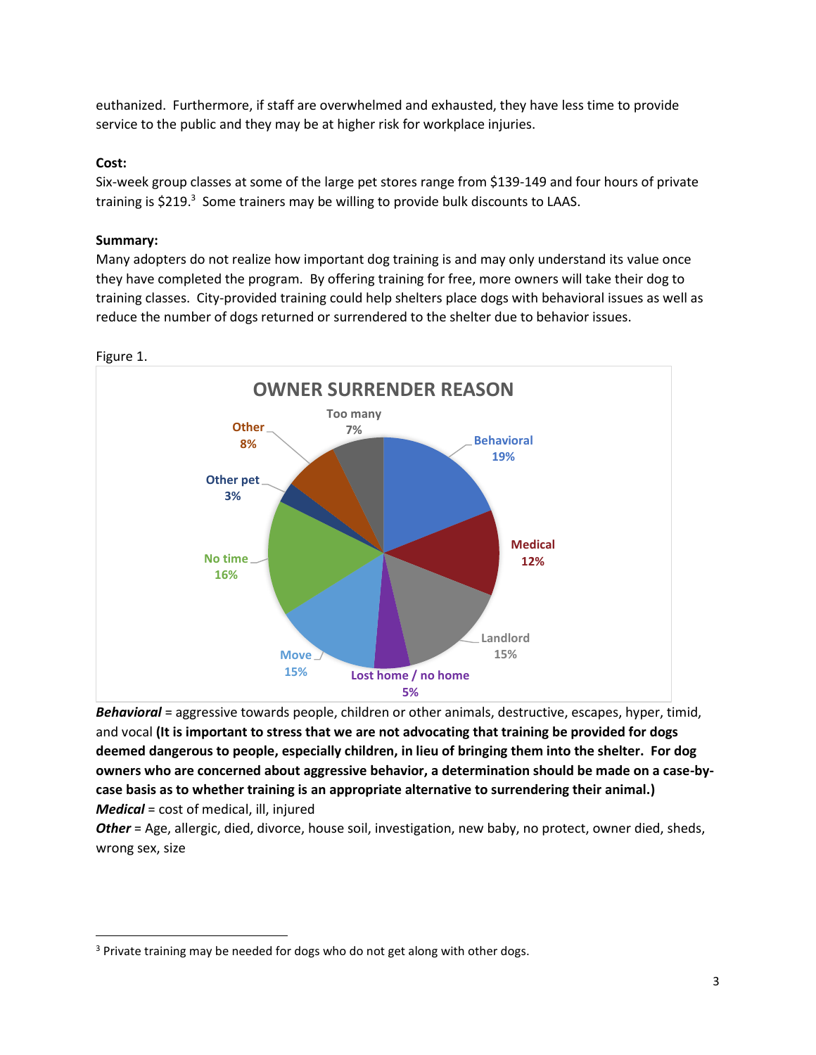euthanized. Furthermore, if staff are overwhelmed and exhausted, they have less time to provide service to the public and they may be at higher risk for workplace injuries.

**Cost:**
Six-week group classes at some of the large pet stores range from $139-149 and four hours of private training is $219.[3] Some trainers may be willing to provide bulk discounts to LAAS.

**Summary:**
Many adopters do not realize how important dog training is and may only understand its value once they have completed the program. By offering training for free, more owners will take their dog to training classes. City-provided training could help shelters place dogs with behavioral issues as well as reduce the number of dogs returned or surrendered to the shelter due to behavior issues.

Figure 1.

**OWNER SURRENDER REASON**

| Reason | Percent |
|---|---|
| Behavioral | 19% |
| Medical | 12% |
| Landlord | 15% |
| Lost home / no home | 5% |
| Move | 15% |
| No time | 16% |
| Other pet | 3% |
| Other | 8% |
| Too many | 7% |

***Behavioral*** = aggressive towards people, children or other animals, destructive, escapes, hyper, timid, and vocal **(It is important to stress that we are not advocating that training be provided for dogs deemed dangerous to people, especially children, in lieu of bringing them into the shelter. For dog owners who are concerned about aggressive behavior, a determination should be made on a case-by-case basis as to whether training is an appropriate alternative to surrendering their animal.)**
***Medical*** = cost of medical, ill, injured
***Other*** = Age, allergic, died, divorce, house soil, investigation, new baby, no protect, owner died, sheds, wrong sex, size

[3] Private training may be needed for dogs who do not get along with other dogs.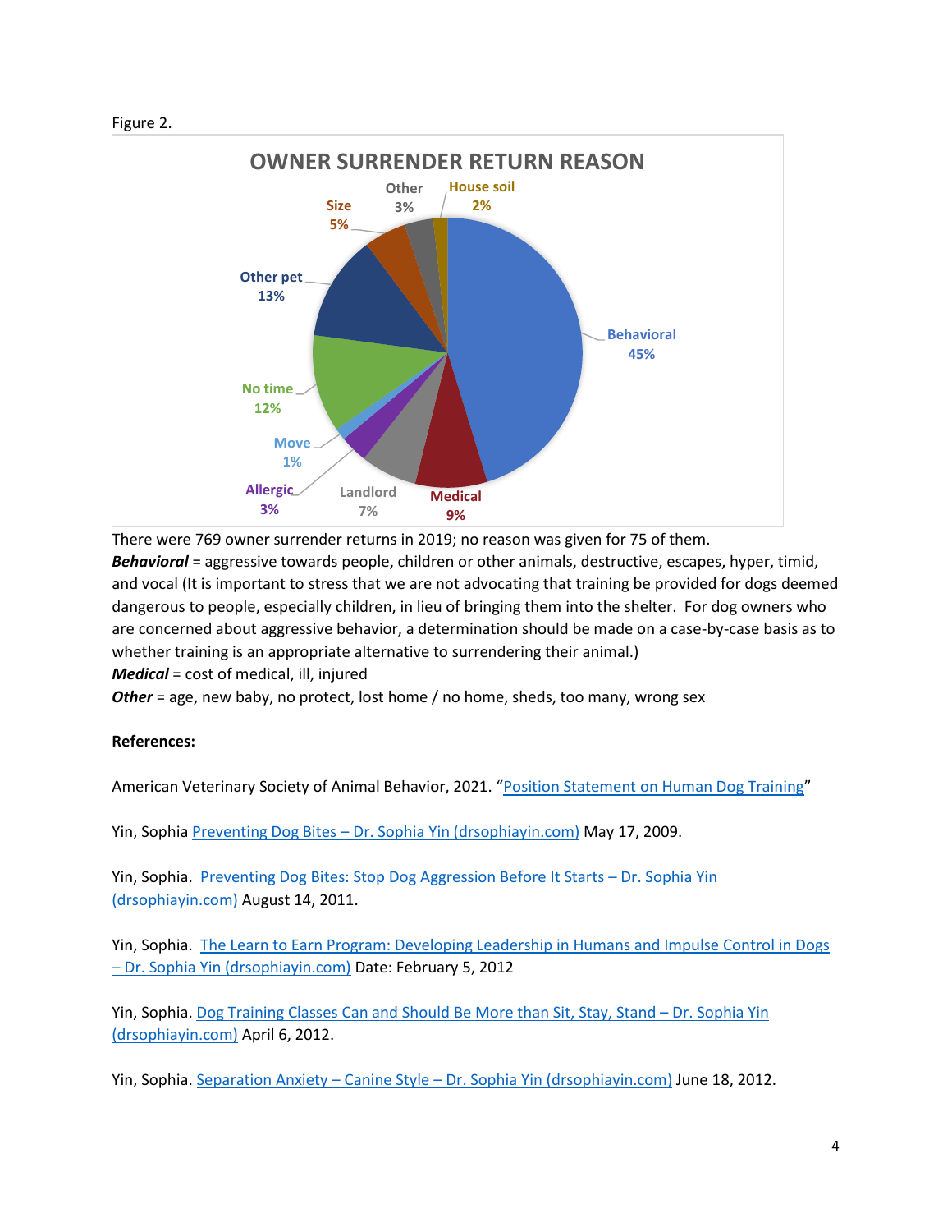Figure 2.

OWNER SURRENDER RETURN REASON

Behavioral 45%
Medical 9%
Landlord 7%
Allergic 3%
Move 1%
No time 12%
Other pet 13%
Size 5%
Other 3%
House soil 2%

There were 769 owner surrender returns in 2019; no reason was given for 75 of them.

***Behavioral*** = aggressive towards people, children or other animals, destructive, escapes, hyper, timid, and vocal (It is important to stress that we are not advocating that training be provided for dogs deemed dangerous to people, especially children, in lieu of bringing them into the shelter. For dog owners who are concerned about aggressive behavior, a determination should be made on a case-by-case basis as to whether training is an appropriate alternative to surrendering their animal.)

***Medical*** = cost of medical, ill, injured

***Other*** = age, new baby, no protect, lost home / no home, sheds, too many, wrong sex

**References:**

American Veterinary Society of Animal Behavior, 2021. "Position Statement on Human Dog Training"

Yin, Sophia Preventing Dog Bites – Dr. Sophia Yin (drsophiayin.com) May 17, 2009.

Yin, Sophia. Preventing Dog Bites: Stop Dog Aggression Before It Starts – Dr. Sophia Yin (drsophiayin.com) August 14, 2011.

Yin, Sophia. The Learn to Earn Program: Developing Leadership in Humans and Impulse Control in Dogs – Dr. Sophia Yin (drsophiayin.com) Date: February 5, 2012

Yin, Sophia. Dog Training Classes Can and Should Be More than Sit, Stay, Stand – Dr. Sophia Yin (drsophiayin.com) April 6, 2012.

Yin, Sophia. Separation Anxiety – Canine Style – Dr. Sophia Yin (drsophiayin.com) June 18, 2012.